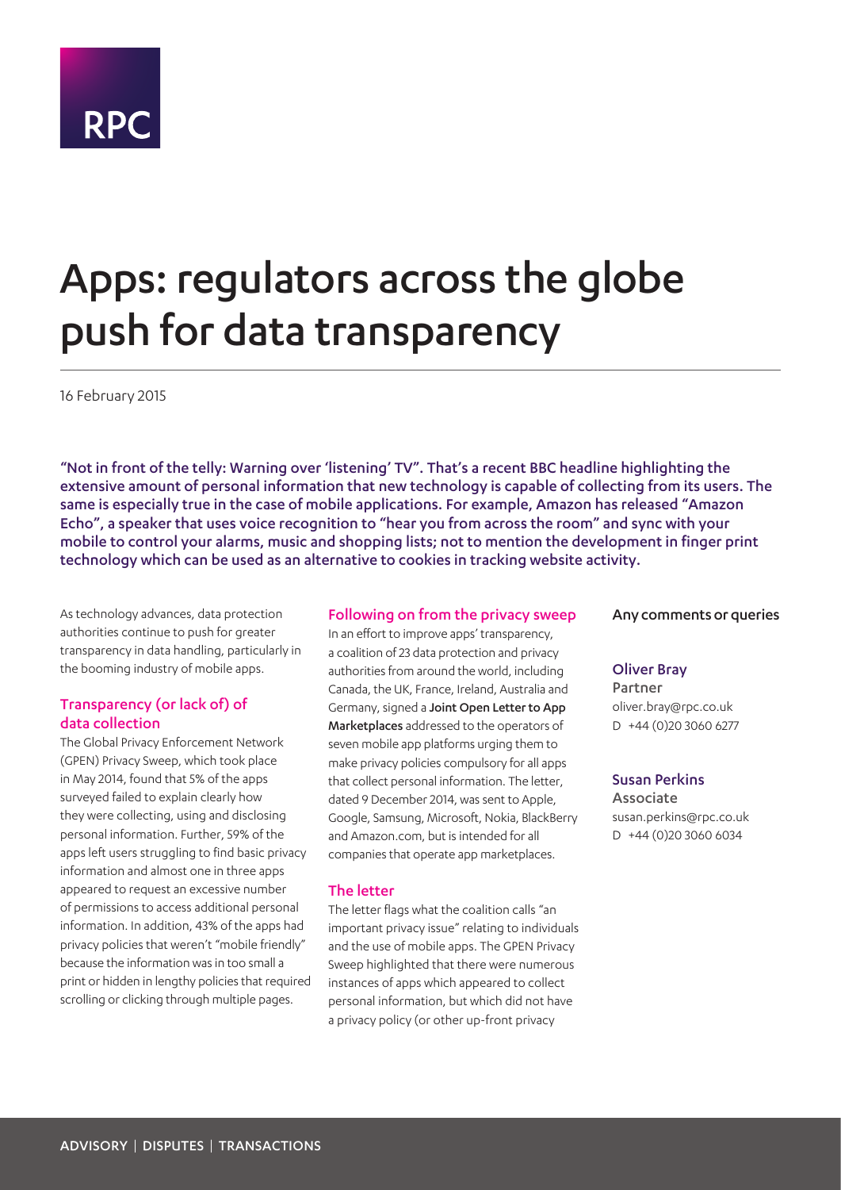RPC

# Apps: regulators across the globe push for data transparency

16 February 2015

**"Not in front of the telly: Warning over 'listening' TV". That's a recent BBC headline highlighting the extensive amount of personal information that new technology is capable of collecting from its users. The same is especially true in the case of mobile applications. For example, Amazon has released "Amazon Echo", a speaker that uses voice recognition to "hear you from across the room" and sync with your mobile to control your alarms, music and shopping lists; not to mention the development in finger print technology which can be used as an alternative to cookies in tracking website activity.**

As technology advances, data protection authorities continue to push for greater transparency in data handling, particularly in the booming industry of mobile apps.

## Transparency (or lack of) of data collection

The Global Privacy Enforcement Network (GPEN) Privacy Sweep, which took place in May 2014, found that 5% of the apps surveyed failed to explain clearly how they were collecting, using and disclosing personal information. Further, 59% of the apps left users struggling to find basic privacy information and almost one in three apps appeared to request an excessive number of permissions to access additional personal information. In addition, 43% of the apps had privacy policies that weren't "mobile friendly" because the information was in too small a print or hidden in lengthy policies that required scrolling or clicking through multiple pages.

## Following on from the privacy sweep

In an effort to improve apps' transparency, a coalition of 23 data protection and privacy authorities from around the world, including Canada, the UK, France, Ireland, Australia and Germany, signed a **Joint Open Letter to App Marketplaces** addressed to the operators of seven mobile app platforms urging them to make privacy policies compulsory for all apps that collect personal information. The letter, dated 9 December 2014, was sent to Apple, Google, Samsung, Microsoft, Nokia, BlackBerry and Amazon.com, but is intended for all companies that operate app marketplaces.

## The letter

The letter flags what the coalition calls "an important privacy issue" relating to individuals and the use of mobile apps. The GPEN Privacy Sweep highlighted that there were numerous instances of apps which appeared to collect personal information, but which did not have a privacy policy (or other up-front privacy

**Any comments or queries**

**Oliver Bray**
Partner
oliver.bray@rpc.co.uk
D +44 (0)20 3060 6277

**Susan Perkins**
Associate
susan.perkins@rpc.co.uk
D +44 (0)20 3060 6034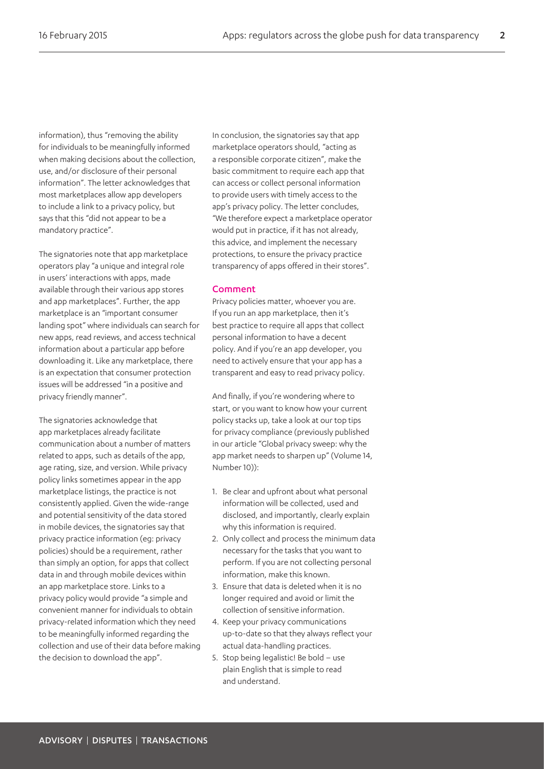information), thus "removing the ability for individuals to be meaningfully informed when making decisions about the collection, use, and/or disclosure of their personal information". The letter acknowledges that most marketplaces allow app developers to include a link to a privacy policy, but says that this "did not appear to be a mandatory practice".

The signatories note that app marketplace operators play "a unique and integral role in users' interactions with apps, made available through their various app stores and app marketplaces". Further, the app marketplace is an "important consumer landing spot" where individuals can search for new apps, read reviews, and access technical information about a particular app before downloading it. Like any marketplace, there is an expectation that consumer protection issues will be addressed "in a positive and privacy friendly manner".

The signatories acknowledge that app marketplaces already facilitate communication about a number of matters related to apps, such as details of the app, age rating, size, and version. While privacy policy links sometimes appear in the app marketplace listings, the practice is not consistently applied. Given the wide-range and potential sensitivity of the data stored in mobile devices, the signatories say that privacy practice information (eg: privacy policies) should be a requirement, rather than simply an option, for apps that collect data in and through mobile devices within an app marketplace store. Links to a privacy policy would provide "a simple and convenient manner for individuals to obtain privacy-related information which they need to be meaningfully informed regarding the collection and use of their data before making the decision to download the app".

In conclusion, the signatories say that app marketplace operators should, "acting as a responsible corporate citizen", make the basic commitment to require each app that can access or collect personal information to provide users with timely access to the app's privacy policy. The letter concludes, "We therefore expect a marketplace operator would put in practice, if it has not already, this advice, and implement the necessary protections, to ensure the privacy practice transparency of apps offered in their stores".

## Comment

Privacy policies matter, whoever you are. If you run an app marketplace, then it's best practice to require all apps that collect personal information to have a decent policy. And if you're an app developer, you need to actively ensure that your app has a transparent and easy to read privacy policy.

And finally, if you're wondering where to start, or you want to know how your current policy stacks up, take a look at our top tips for privacy compliance (previously published in our article "Global privacy sweep: why the app market needs to sharpen up" (Volume 14, Number 10)):

1. Be clear and upfront about what personal information will be collected, used and disclosed, and importantly, clearly explain why this information is required.
2. Only collect and process the minimum data necessary for the tasks that you want to perform. If you are not collecting personal information, make this known.
3. Ensure that data is deleted when it is no longer required and avoid or limit the collection of sensitive information.
4. Keep your privacy communications up-to-date so that they always reflect your actual data-handling practices.
5. Stop being legalistic! Be bold – use plain English that is simple to read and understand.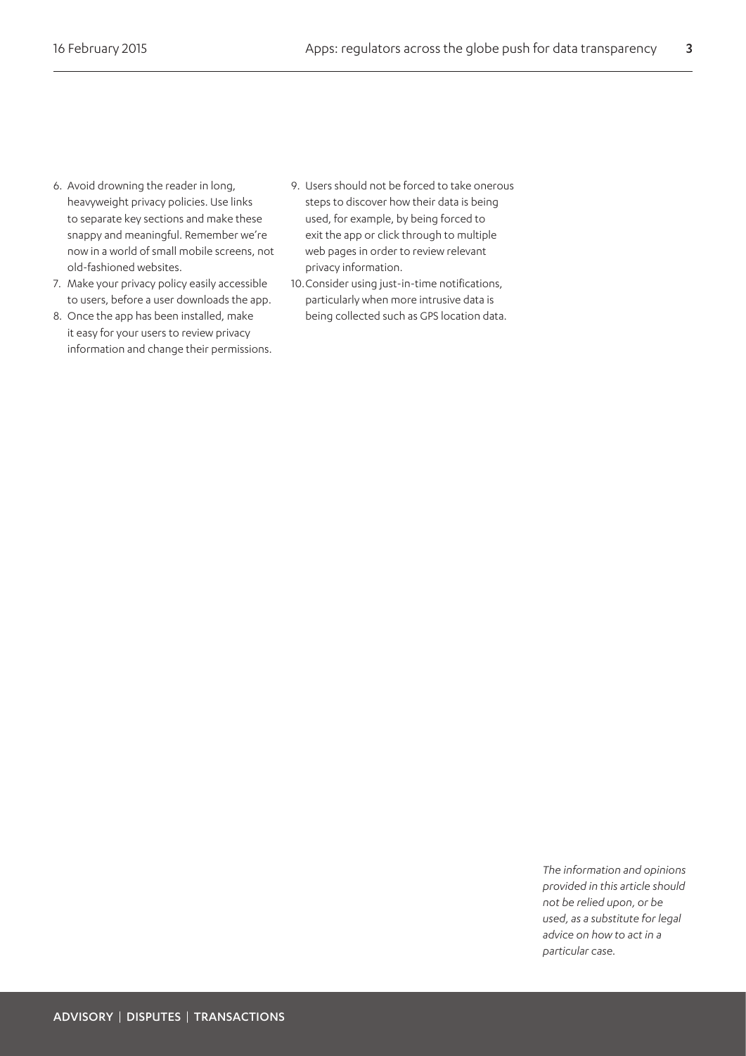6. Avoid drowning the reader in long, heavyweight privacy policies. Use links to separate key sections and make these snappy and meaningful. Remember we're now in a world of small mobile screens, not old-fashioned websites.
7. Make your privacy policy easily accessible to users, before a user downloads the app.
8. Once the app has been installed, make it easy for your users to review privacy information and change their permissions.
9. Users should not be forced to take onerous steps to discover how their data is being used, for example, by being forced to exit the app or click through to multiple web pages in order to review relevant privacy information.
10. Consider using just-in-time notifications, particularly when more intrusive data is being collected such as GPS location data.

*The information and opinions provided in this article should not be relied upon, or be used, as a substitute for legal advice on how to act in a particular case.*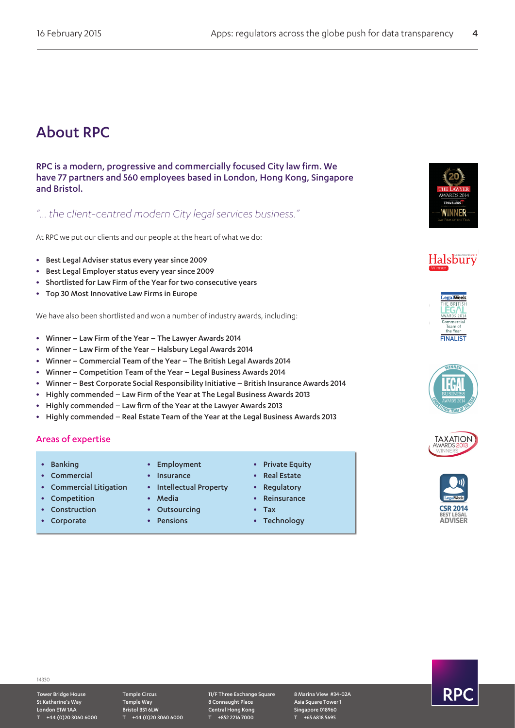# About RPC

**RPC is a modern, progressive and commercially focused City law firm. We have 77 partners and 560 employees based in London, Hong Kong, Singapore and Bristol.**

*"... the client-centred modern City legal services business."*

At RPC we put our clients and our people at the heart of what we do:

- Best Legal Adviser status every year since 2009
- Best Legal Employer status every year since 2009
- Shortlisted for Law Firm of the Year for two consecutive years
- Top 30 Most Innovative Law Firms in Europe

We have also been shortlisted and won a number of industry awards, including:

- Winner – Law Firm of the Year – The Lawyer Awards 2014
- Winner – Law Firm of the Year – Halsbury Legal Awards 2014
- Winner – Commercial Team of the Year – The British Legal Awards 2014
- Winner – Competition Team of the Year – Legal Business Awards 2014
- Winner – Best Corporate Social Responsibility Initiative – British Insurance Awards 2014
- Highly commended – Law Firm of the Year at The Legal Business Awards 2013
- Highly commended – Law firm of the Year at the Lawyer Awards 2013
- Highly commended – Real Estate Team of the Year at the Legal Business Awards 2013

## Areas of expertise

- Banking
- Commercial
- Commercial Litigation
- Competition
- Construction
- Corporate
- Employment
- Insurance
- Intellectual Property
- Media
- Outsourcing
- Pensions
- Private Equity
- Real Estate
- Regulatory
- Reinsurance
- Tax
- Technology

14330

Tower Bridge House
St Katharine's Way
London E1W 1AA
T +44 (0)20 3060 6000

Temple Circus
Temple Way
Bristol BS1 6LW
T +44 (0)20 3060 6000

11/F Three Exchange Square
8 Connaught Place
Central Hong Kong
T +852 2216 7000

8 Marina View #34-02A
Asia Square Tower 1
Singapore 018960
T +65 6818 5695